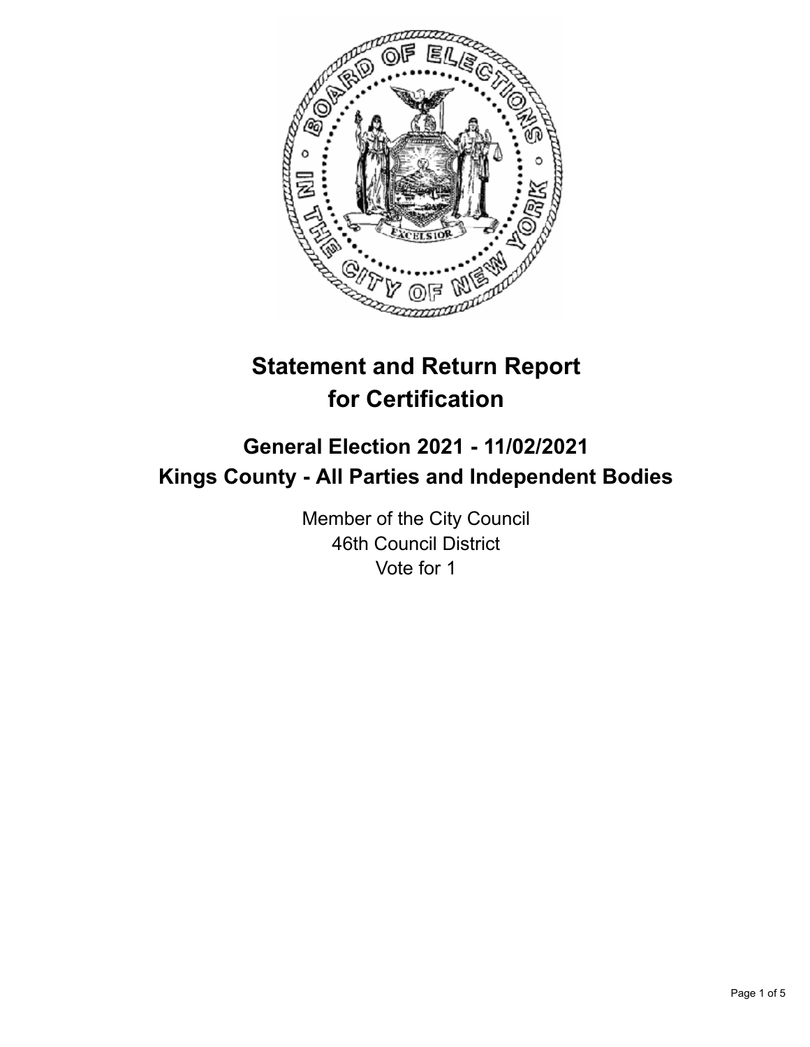# Statement and Return Report for Certification

## General Election 2021 - 11/02/2021
## Kings County - All Parties and Independent Bodies

Member of the City Council
46th Council District
Vote for 1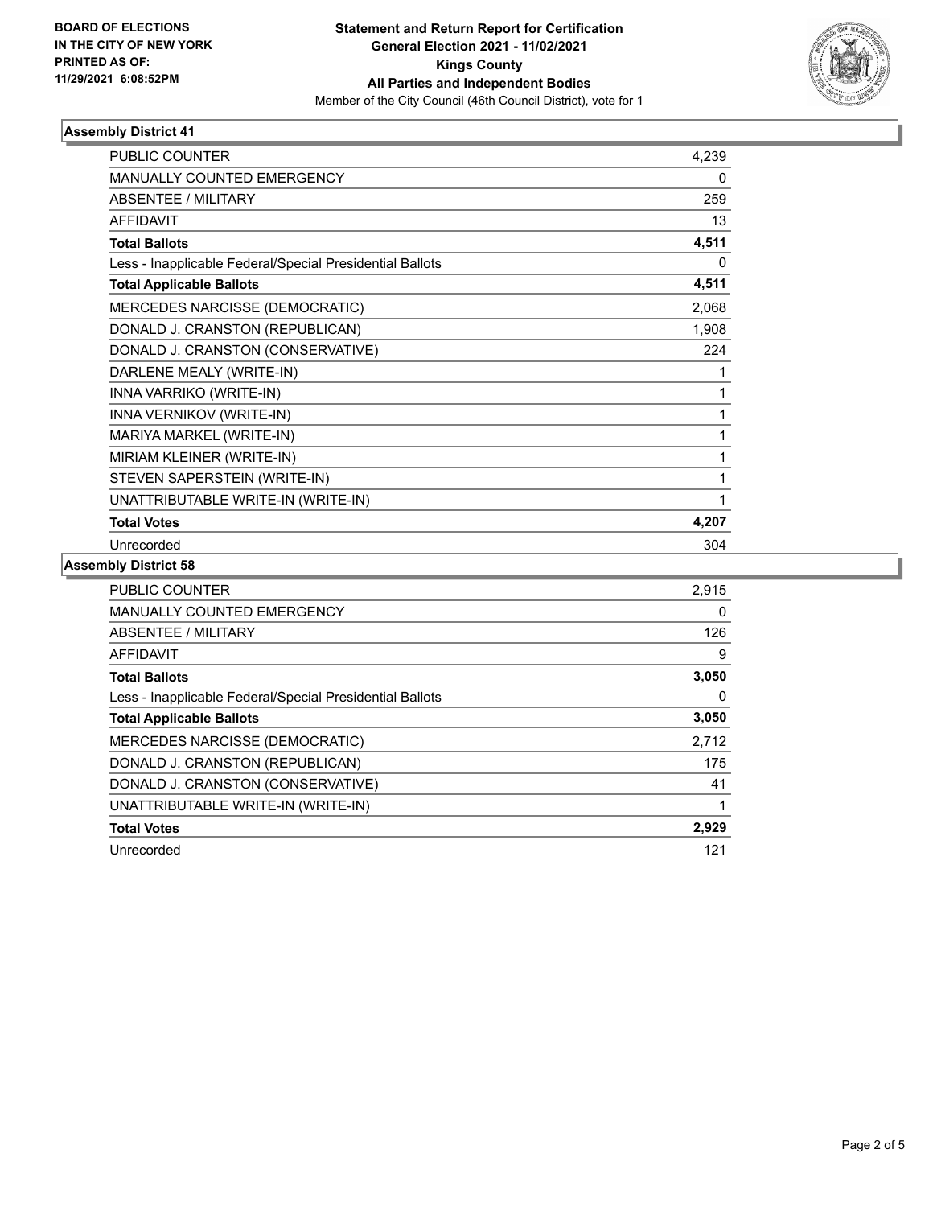**BOARD OF ELECTIONS IN THE CITY OF NEW YORK PRINTED AS OF: 11/29/2021 6:08:52PM**

**Statement and Return Report for Certification General Election 2021 - 11/02/2021 Kings County All Parties and Independent Bodies**

Member of the City Council (46th Council District), vote for 1

## Assembly District 41

| | |
|---|---|
| PUBLIC COUNTER | 4,239 |
| MANUALLY COUNTED EMERGENCY | 0 |
| ABSENTEE / MILITARY | 259 |
| AFFIDAVIT | 13 |
| **Total Ballots** | **4,511** |
| Less - Inapplicable Federal/Special Presidential Ballots | 0 |
| **Total Applicable Ballots** | **4,511** |
| MERCEDES NARCISSE (DEMOCRATIC) | 2,068 |
| DONALD J. CRANSTON (REPUBLICAN) | 1,908 |
| DONALD J. CRANSTON (CONSERVATIVE) | 224 |
| DARLENE MEALY (WRITE-IN) | 1 |
| INNA VARRIKO (WRITE-IN) | 1 |
| INNA VERNIKOV (WRITE-IN) | 1 |
| MARIYA MARKEL (WRITE-IN) | 1 |
| MIRIAM KLEINER (WRITE-IN) | 1 |
| STEVEN SAPERSTEIN (WRITE-IN) | 1 |
| UNATTRIBUTABLE WRITE-IN (WRITE-IN) | 1 |
| **Total Votes** | **4,207** |
| Unrecorded | 304 |

## Assembly District 58

| | |
|---|---|
| PUBLIC COUNTER | 2,915 |
| MANUALLY COUNTED EMERGENCY | 0 |
| ABSENTEE / MILITARY | 126 |
| AFFIDAVIT | 9 |
| **Total Ballots** | **3,050** |
| Less - Inapplicable Federal/Special Presidential Ballots | 0 |
| **Total Applicable Ballots** | **3,050** |
| MERCEDES NARCISSE (DEMOCRATIC) | 2,712 |
| DONALD J. CRANSTON (REPUBLICAN) | 175 |
| DONALD J. CRANSTON (CONSERVATIVE) | 41 |
| UNATTRIBUTABLE WRITE-IN (WRITE-IN) | 1 |
| **Total Votes** | **2,929** |
| Unrecorded | 121 |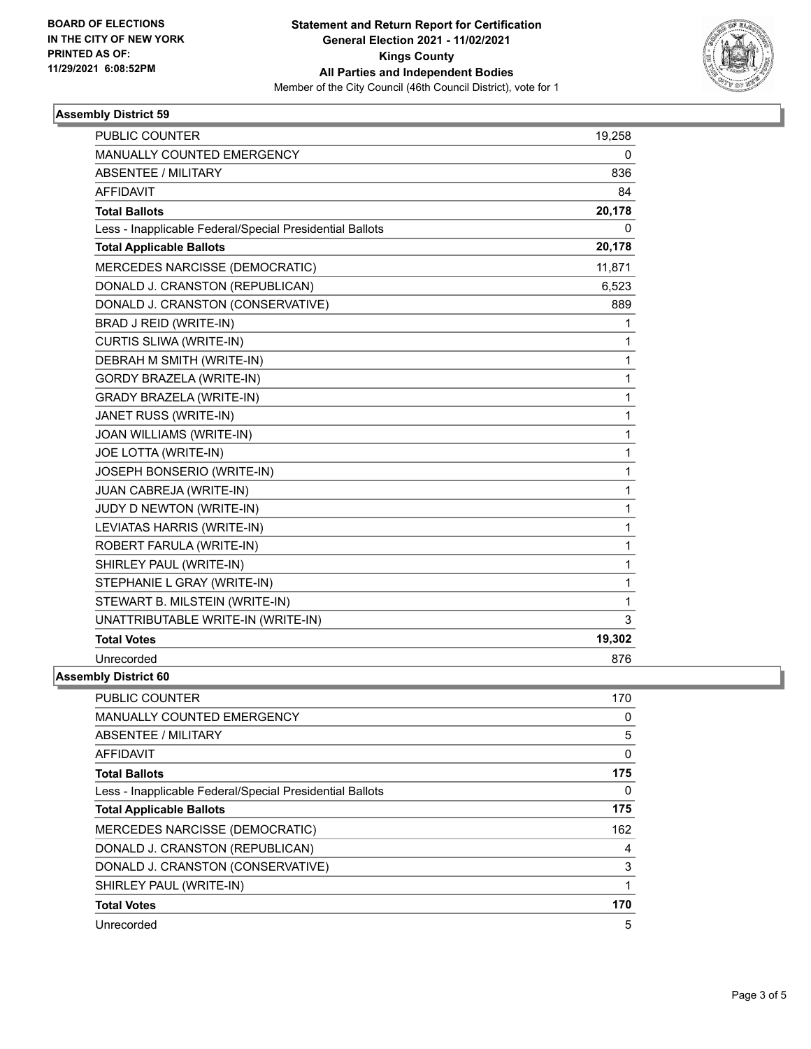**BOARD OF ELECTIONS IN THE CITY OF NEW YORK PRINTED AS OF: 11/29/2021 6:08:52PM**

**Statement and Return Report for Certification General Election 2021 - 11/02/2021 Kings County All Parties and Independent Bodies**

Member of the City Council (46th Council District), vote for 1

## Assembly District 59

| | |
|---|---|
| PUBLIC COUNTER | 19,258 |
| MANUALLY COUNTED EMERGENCY | 0 |
| ABSENTEE / MILITARY | 836 |
| AFFIDAVIT | 84 |
| **Total Ballots** | **20,178** |
| Less - Inapplicable Federal/Special Presidential Ballots | 0 |
| **Total Applicable Ballots** | **20,178** |
| MERCEDES NARCISSE (DEMOCRATIC) | 11,871 |
| DONALD J. CRANSTON (REPUBLICAN) | 6,523 |
| DONALD J. CRANSTON (CONSERVATIVE) | 889 |
| BRAD J REID (WRITE-IN) | 1 |
| CURTIS SLIWA (WRITE-IN) | 1 |
| DEBRAH M SMITH (WRITE-IN) | 1 |
| GORDY BRAZELA (WRITE-IN) | 1 |
| GRADY BRAZELA (WRITE-IN) | 1 |
| JANET RUSS (WRITE-IN) | 1 |
| JOAN WILLIAMS (WRITE-IN) | 1 |
| JOE LOTTA (WRITE-IN) | 1 |
| JOSEPH BONSERIO (WRITE-IN) | 1 |
| JUAN CABREJA (WRITE-IN) | 1 |
| JUDY D NEWTON (WRITE-IN) | 1 |
| LEVIATAS HARRIS (WRITE-IN) | 1 |
| ROBERT FARULA (WRITE-IN) | 1 |
| SHIRLEY PAUL (WRITE-IN) | 1 |
| STEPHANIE L GRAY (WRITE-IN) | 1 |
| STEWART B. MILSTEIN (WRITE-IN) | 1 |
| UNATTRIBUTABLE WRITE-IN (WRITE-IN) | 3 |
| **Total Votes** | **19,302** |
| Unrecorded | 876 |

## Assembly District 60

| | |
|---|---|
| PUBLIC COUNTER | 170 |
| MANUALLY COUNTED EMERGENCY | 0 |
| ABSENTEE / MILITARY | 5 |
| AFFIDAVIT | 0 |
| **Total Ballots** | **175** |
| Less - Inapplicable Federal/Special Presidential Ballots | 0 |
| **Total Applicable Ballots** | **175** |
| MERCEDES NARCISSE (DEMOCRATIC) | 162 |
| DONALD J. CRANSTON (REPUBLICAN) | 4 |
| DONALD J. CRANSTON (CONSERVATIVE) | 3 |
| SHIRLEY PAUL (WRITE-IN) | 1 |
| **Total Votes** | **170** |
| Unrecorded | 5 |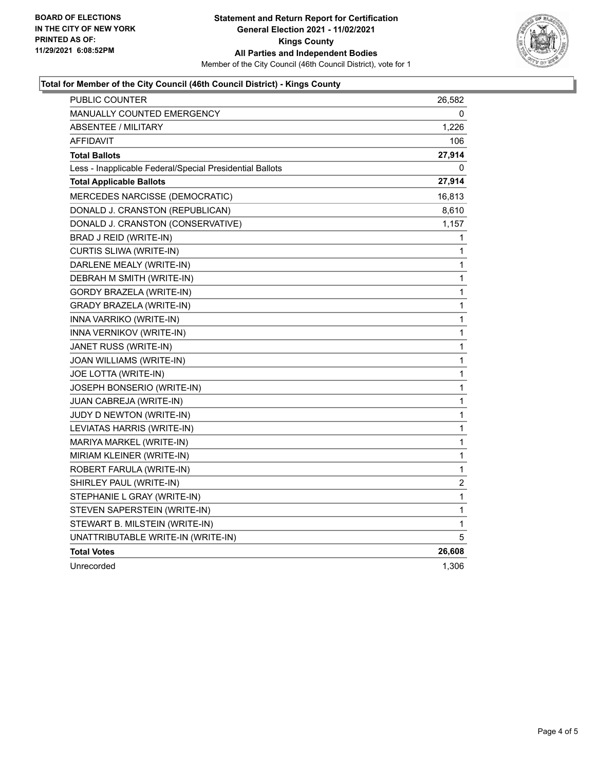**BOARD OF ELECTIONS**
**IN THE CITY OF NEW YORK**
**PRINTED AS OF:**
**11/29/2021 6:08:52PM**

**Statement and Return Report for Certification**
**General Election 2021 - 11/02/2021**
**Kings County**
**All Parties and Independent Bodies**
Member of the City Council (46th Council District), vote for 1

### Total for Member of the City Council (46th Council District) - Kings County

| | |
|---|---|
| PUBLIC COUNTER | 26,582 |
| MANUALLY COUNTED EMERGENCY | 0 |
| ABSENTEE / MILITARY | 1,226 |
| AFFIDAVIT | 106 |
| **Total Ballots** | **27,914** |
| Less - Inapplicable Federal/Special Presidential Ballots | 0 |
| **Total Applicable Ballots** | **27,914** |
| MERCEDES NARCISSE (DEMOCRATIC) | 16,813 |
| DONALD J. CRANSTON (REPUBLICAN) | 8,610 |
| DONALD J. CRANSTON (CONSERVATIVE) | 1,157 |
| BRAD J REID (WRITE-IN) | 1 |
| CURTIS SLIWA (WRITE-IN) | 1 |
| DARLENE MEALY (WRITE-IN) | 1 |
| DEBRAH M SMITH (WRITE-IN) | 1 |
| GORDY BRAZELA (WRITE-IN) | 1 |
| GRADY BRAZELA (WRITE-IN) | 1 |
| INNA VARRIKO (WRITE-IN) | 1 |
| INNA VERNIKOV (WRITE-IN) | 1 |
| JANET RUSS (WRITE-IN) | 1 |
| JOAN WILLIAMS (WRITE-IN) | 1 |
| JOE LOTTA (WRITE-IN) | 1 |
| JOSEPH BONSERIO (WRITE-IN) | 1 |
| JUAN CABREJA (WRITE-IN) | 1 |
| JUDY D NEWTON (WRITE-IN) | 1 |
| LEVIATAS HARRIS (WRITE-IN) | 1 |
| MARIYA MARKEL (WRITE-IN) | 1 |
| MIRIAM KLEINER (WRITE-IN) | 1 |
| ROBERT FARULA (WRITE-IN) | 1 |
| SHIRLEY PAUL (WRITE-IN) | 2 |
| STEPHANIE L GRAY (WRITE-IN) | 1 |
| STEVEN SAPERSTEIN (WRITE-IN) | 1 |
| STEWART B. MILSTEIN (WRITE-IN) | 1 |
| UNATTRIBUTABLE WRITE-IN (WRITE-IN) | 5 |
| **Total Votes** | **26,608** |
| Unrecorded | 1,306 |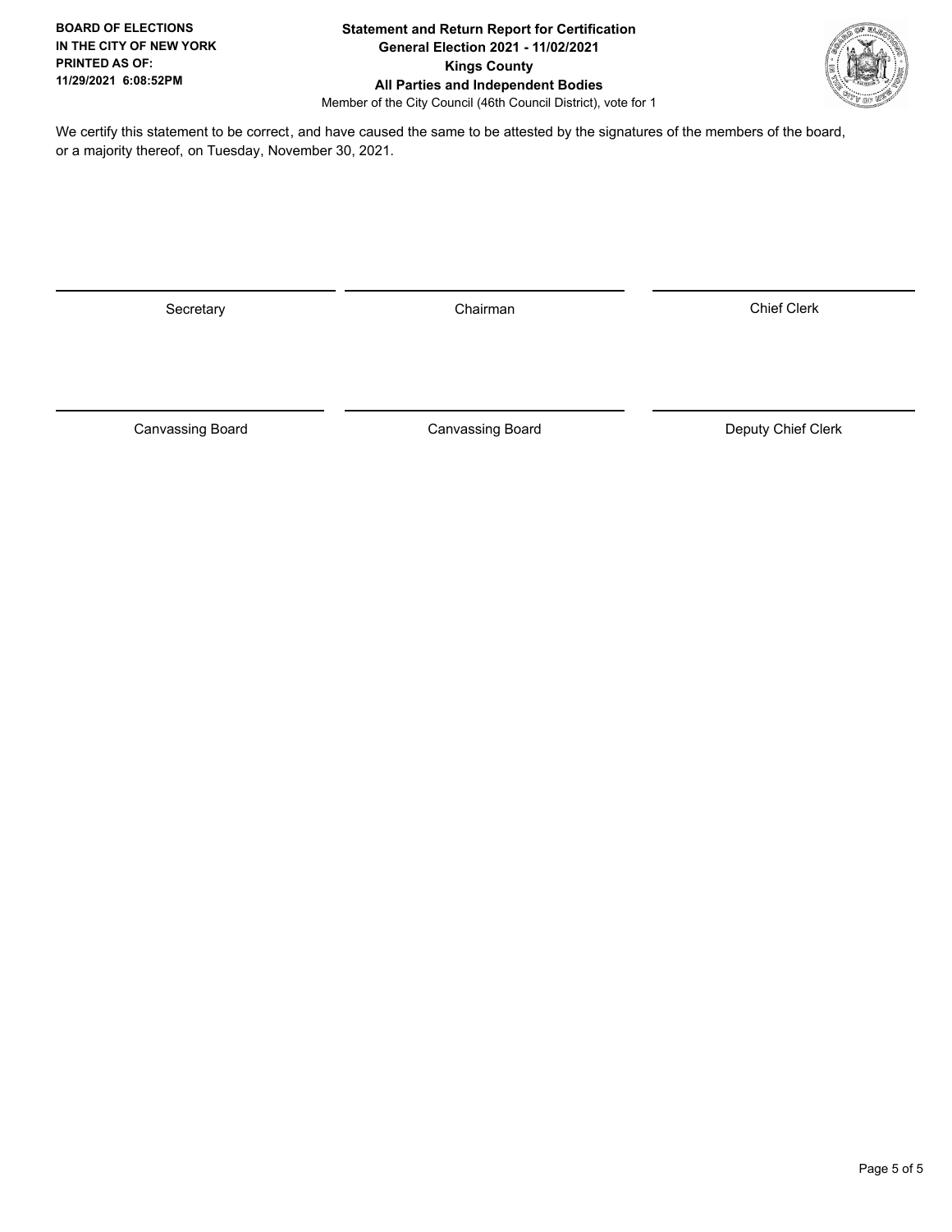We certify this statement to be correct, and have caused the same to be attested by the signatures of the members of the board, or a majority thereof, on Tuesday, November 30, 2021.

| | | |
|---|---|---|
| Secretary | Chairman | Chief Clerk |
| Canvassing Board | Canvassing Board | Deputy Chief Clerk |